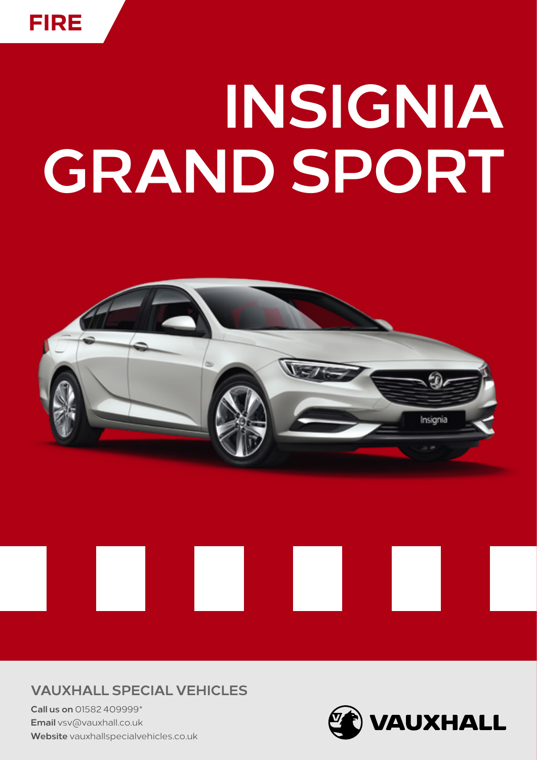FIRE

# INSIGNIA GRAND SPORT

## VAUXHALL SPECIAL VEHICLES

**Call us on** 01582 409999*
**Email** vsv@vauxhall.co.uk
**Website** vauxhallspecialvehicles.co.uk

VAUXHALL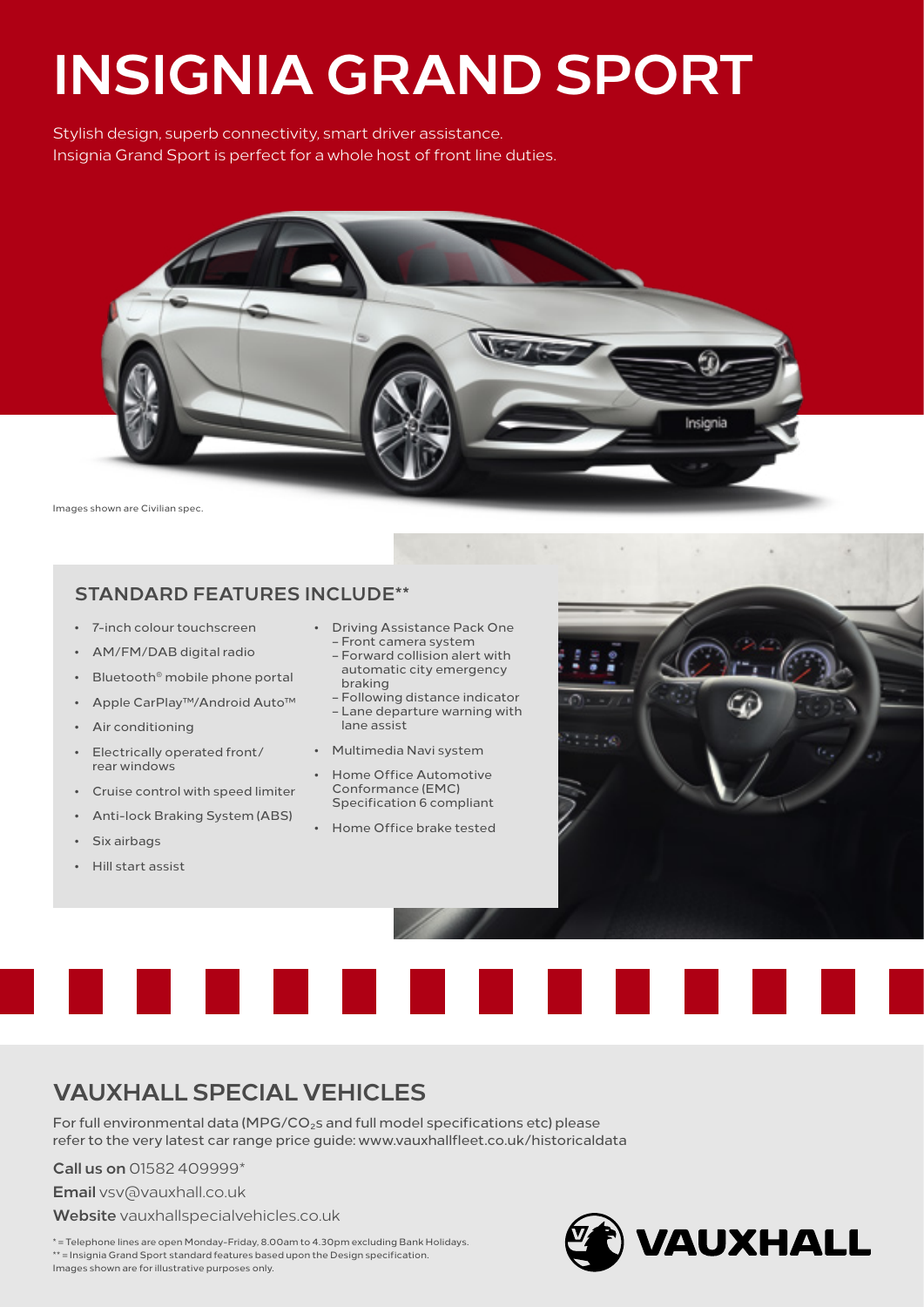# INSIGNIA GRAND SPORT

Stylish design, superb connectivity, smart driver assistance.
Insignia Grand Sport is perfect for a whole host of front line duties.

Images shown are Civilian spec.

## STANDARD FEATURES INCLUDE**

- 7-inch colour touchscreen
- AM/FM/DAB digital radio
- Bluetooth® mobile phone portal
- Apple CarPlay™/Android Auto™
- Air conditioning
- Electrically operated front/rear windows
- Cruise control with speed limiter
- Anti-lock Braking System (ABS)
- Six airbags
- Hill start assist
- Driving Assistance Pack One
  - Front camera system
  - Forward collision alert with automatic city emergency braking
  - Following distance indicator
  - Lane departure warning with lane assist
- Multimedia Navi system
- Home Office Automotive Conformance (EMC) Specification 6 compliant
- Home Office brake tested

## VAUXHALL SPECIAL VEHICLES

For full environmental data (MPG/$CO_2$s and full model specifications etc) please refer to the very latest car range price guide: www.vauxhallfleet.co.uk/historicaldata

**Call us on** 01582 409999*

**Email** vsv@vauxhall.co.uk

**Website** vauxhallspecialvehicles.co.uk

* = Telephone lines are open Monday-Friday, 8.00am to 4.30pm excluding Bank Holidays.
** = Insignia Grand Sport standard features based upon the Design specification.
Images shown are for illustrative purposes only.

VAUXHALL